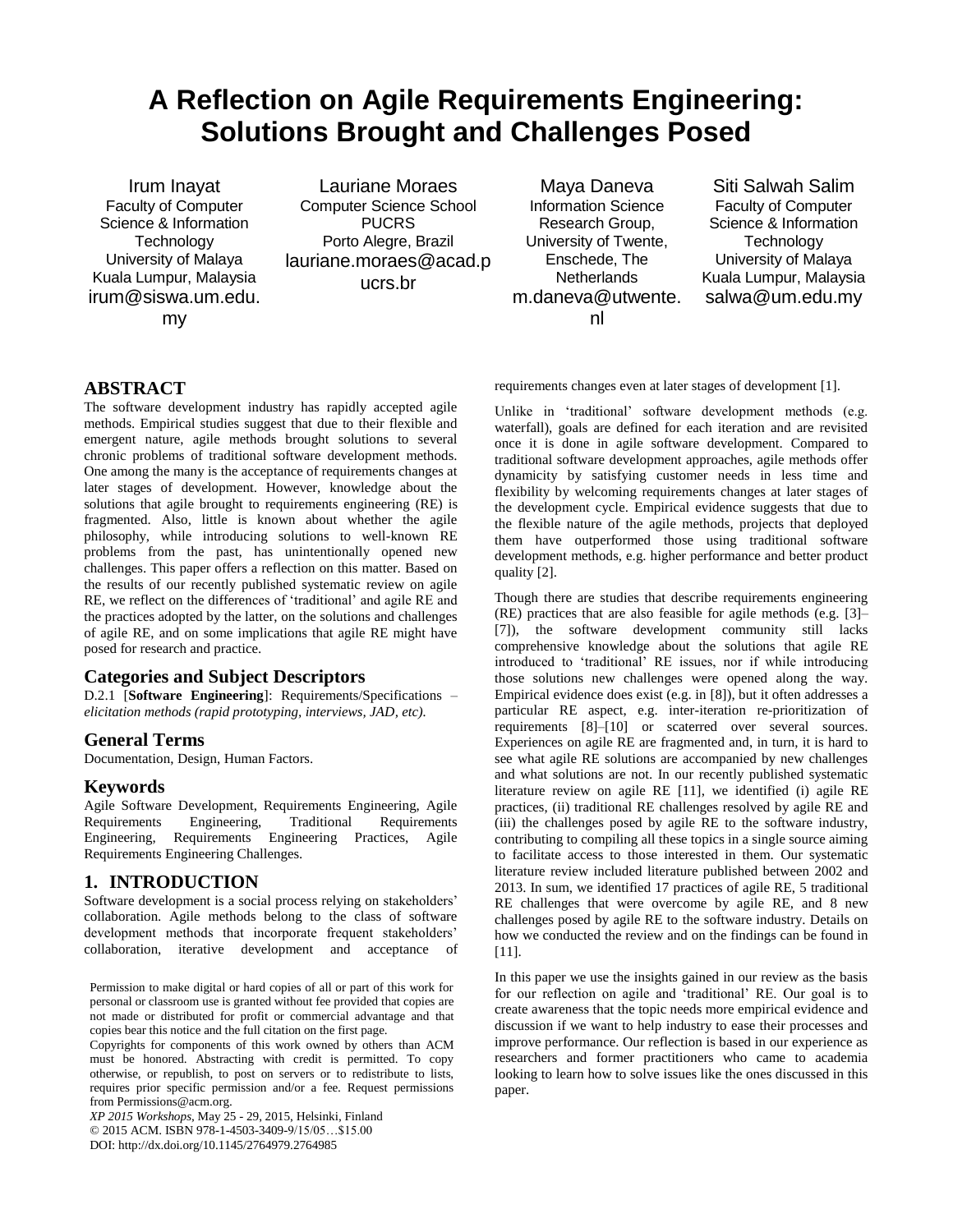# A Reflection on Agile Requirements Engineering: Solutions Brought and Challenges Posed

Irum Inayat
Faculty of Computer Science & Information Technology
University of Malaya
Kuala Lumpur, Malaysia
irum@siswa.um.edu.my

Lauriane Moraes
Computer Science School
PUCRS
Porto Alegre, Brazil
lauriane.moraes@acad.pucrs.br

Maya Daneva
Information Science Research Group,
University of Twente, Enschede, The Netherlands
m.daneva@utwente.nl

Siti Salwah Salim
Faculty of Computer Science & Information Technology
University of Malaya
Kuala Lumpur, Malaysia
salwa@um.edu.my

## ABSTRACT

The software development industry has rapidly accepted agile methods. Empirical studies suggest that due to their flexible and emergent nature, agile methods brought solutions to several chronic problems of traditional software development methods. One among the many is the acceptance of requirements changes at later stages of development. However, knowledge about the solutions that agile brought to requirements engineering (RE) is fragmented. Also, little is known about whether the agile philosophy, while introducing solutions to well-known RE problems from the past, has unintentionally opened new challenges. This paper offers a reflection on this matter. Based on the results of our recently published systematic review on agile RE, we reflect on the differences of 'traditional' and agile RE and the practices adopted by the latter, on the solutions and challenges of agile RE, and on some implications that agile RE might have posed for research and practice.

### Categories and Subject Descriptors

D.2.1 [**Software Engineering**]: Requirements/Specifications – *elicitation methods (rapid prototyping, interviews, JAD, etc).*

### General Terms

Documentation, Design, Human Factors.

### Keywords

Agile Software Development, Requirements Engineering, Agile Requirements Engineering, Traditional Requirements Engineering, Requirements Engineering Practices, Agile Requirements Engineering Challenges.

## 1. INTRODUCTION

Software development is a social process relying on stakeholders' collaboration. Agile methods belong to the class of software development methods that incorporate frequent stakeholders' collaboration, iterative development and acceptance of requirements changes even at later stages of development [1].

Unlike in 'traditional' software development methods (e.g. waterfall), goals are defined for each iteration and are revisited once it is done in agile software development. Compared to traditional software development approaches, agile methods offer dynamicity by satisfying customer needs in less time and flexibility by welcoming requirements changes at later stages of the development cycle. Empirical evidence suggests that due to the flexible nature of the agile methods, projects that deployed them have outperformed those using traditional software development methods, e.g. higher performance and better product quality [2].

Though there are studies that describe requirements engineering (RE) practices that are also feasible for agile methods (e.g. [3]–[7]), the software development community still lacks comprehensive knowledge about the solutions that agile RE introduced to 'traditional' RE issues, nor if while introducing those solutions new challenges were opened along the way. Empirical evidence does exist (e.g. in [8]), but it often addresses a particular RE aspect, e.g. inter-iteration re-prioritization of requirements [8]–[10] or scaterred over several sources. Experiences on agile RE are fragmented and, in turn, it is hard to see what agile RE solutions are accompanied by new challenges and what solutions are not. In our recently published systematic literature review on agile RE [11], we identified (i) agile RE practices, (ii) traditional RE challenges resolved by agile RE and (iii) the challenges posed by agile RE to the software industry, contributing to compiling all these topics in a single source aiming to facilitate access to those interested in them. Our systematic literature review included literature published between 2002 and 2013. In sum, we identified 17 practices of agile RE, 5 traditional RE challenges that were overcome by agile RE, and 8 new challenges posed by agile RE to the software industry. Details on how we conducted the review and on the findings can be found in [11].

In this paper we use the insights gained in our review as the basis for our reflection on agile and 'traditional' RE. Our goal is to create awareness that the topic needs more empirical evidence and discussion if we want to help industry to ease their processes and improve performance. Our reflection is based in our experience as researchers and former practitioners who came to academia looking to learn how to solve issues like the ones discussed in this paper.

Permission to make digital or hard copies of all or part of this work for personal or classroom use is granted without fee provided that copies are not made or distributed for profit or commercial advantage and that copies bear this notice and the full citation on the first page.
Copyrights for components of this work owned by others than ACM must be honored. Abstracting with credit is permitted. To copy otherwise, or republish, to post on servers or to redistribute to lists, requires prior specific permission and/or a fee. Request permissions from Permissions@acm.org.
*XP 2015 Workshops*, May 25 - 29, 2015, Helsinki, Finland
© 2015 ACM. ISBN 978-1-4503-3409-9/15/05…$15.00
DOI: http://dx.doi.org/10.1145/2764979.2764985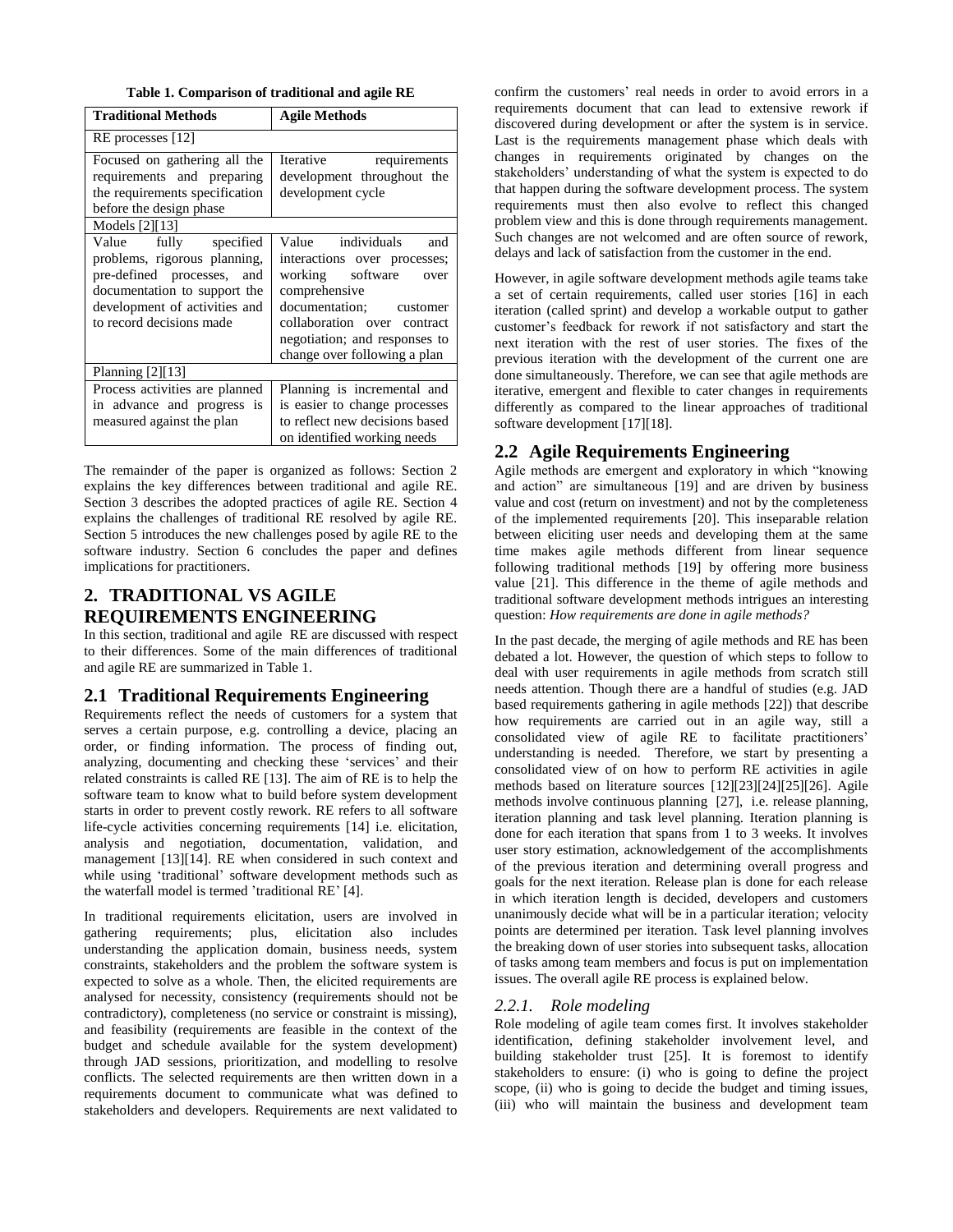**Table 1. Comparison of traditional and agile RE**

| Traditional Methods | Agile Methods |
| --- | --- |
| RE processes [12] | |
| Focused on gathering all the requirements and preparing the requirements specification before the design phase | Iterative requirements development throughout the development cycle |
| Models [2][13] | |
| Value fully specified problems, rigorous planning, pre-defined processes, and documentation to support the development of activities and to record decisions made | Value individuals and interactions over processes; working software over comprehensive documentation; customer collaboration over contract negotiation; and responses to change over following a plan |
| Planning [2][13] | |
| Process activities are planned in advance and progress is measured against the plan | Planning is incremental and is easier to change processes to reflect new decisions based on identified working needs |

The remainder of the paper is organized as follows: Section 2 explains the key differences between traditional and agile RE. Section 3 describes the adopted practices of agile RE. Section 4 explains the challenges of traditional RE resolved by agile RE. Section 5 introduces the new challenges posed by agile RE to the software industry. Section 6 concludes the paper and defines implications for practitioners.

## 2. TRADITIONAL VS AGILE REQUIREMENTS ENGINEERING

In this section, traditional and agile RE are discussed with respect to their differences. Some of the main differences of traditional and agile RE are summarized in Table 1.

### 2.1 Traditional Requirements Engineering

Requirements reflect the needs of customers for a system that serves a certain purpose, e.g. controlling a device, placing an order, or finding information. The process of finding out, analyzing, documenting and checking these 'services' and their related constraints is called RE [13]. The aim of RE is to help the software team to know what to build before system development starts in order to prevent costly rework. RE refers to all software life-cycle activities concerning requirements [14] i.e. elicitation, analysis and negotiation, documentation, validation, and management [13][14]. RE when considered in such context and while using 'traditional' software development methods such as the waterfall model is termed 'traditional RE' [4].

In traditional requirements elicitation, users are involved in gathering requirements; plus, elicitation also includes understanding the application domain, business needs, system constraints, stakeholders and the problem the software system is expected to solve as a whole. Then, the elicited requirements are analysed for necessity, consistency (requirements should not be contradictory), completeness (no service or constraint is missing), and feasibility (requirements are feasible in the context of the budget and schedule available for the system development) through JAD sessions, prioritization, and modelling to resolve conflicts. The selected requirements are then written down in a requirements document to communicate what was defined to stakeholders and developers. Requirements are next validated to confirm the customers' real needs in order to avoid errors in a requirements document that can lead to extensive rework if discovered during development or after the system is in service. Last is the requirements management phase which deals with changes in requirements originated by changes on the stakeholders' understanding of what the system is expected to do that happen during the software development process. The system requirements must then also evolve to reflect this changed problem view and this is done through requirements management. Such changes are not welcomed and are often source of rework, delays and lack of satisfaction from the customer in the end.

However, in agile software development methods agile teams take a set of certain requirements, called user stories [16] in each iteration (called sprint) and develop a workable output to gather customer's feedback for rework if not satisfactory and start the next iteration with the rest of user stories. The fixes of the previous iteration with the development of the current one are done simultaneously. Therefore, we can see that agile methods are iterative, emergent and flexible to cater changes in requirements differently as compared to the linear approaches of traditional software development [17][18].

### 2.2 Agile Requirements Engineering

Agile methods are emergent and exploratory in which "knowing and action" are simultaneous [19] and are driven by business value and cost (return on investment) and not by the completeness of the implemented requirements [20]. This inseparable relation between eliciting user needs and developing them at the same time makes agile methods different from linear sequence following traditional methods [19] by offering more business value [21]. This difference in the theme of agile methods and traditional software development methods intrigues an interesting question: *How requirements are done in agile methods?*

In the past decade, the merging of agile methods and RE has been debated a lot. However, the question of which steps to follow to deal with user requirements in agile methods from scratch still needs attention. Though there are a handful of studies (e.g. JAD based requirements gathering in agile methods [22]) that describe how requirements are carried out in an agile way, still a consolidated view of agile RE to facilitate practitioners' understanding is needed. Therefore, we start by presenting a consolidated view of on how to perform RE activities in agile methods based on literature sources [12][23][24][25][26]. Agile methods involve continuous planning [27], i.e. release planning, iteration planning and task level planning. Iteration planning is done for each iteration that spans from 1 to 3 weeks. It involves user story estimation, acknowledgement of the accomplishments of the previous iteration and determining overall progress and goals for the next iteration. Release plan is done for each release in which iteration length is decided, developers and customers unanimously decide what will be in a particular iteration; velocity points are determined per iteration. Task level planning involves the breaking down of user stories into subsequent tasks, allocation of tasks among team members and focus is put on implementation issues. The overall agile RE process is explained below.

#### *2.2.1. Role modeling*

Role modeling of agile team comes first. It involves stakeholder identification, defining stakeholder involvement level, and building stakeholder trust [25]. It is foremost to identify stakeholders to ensure: (i) who is going to define the project scope, (ii) who is going to decide the budget and timing issues, (iii) who will maintain the business and development team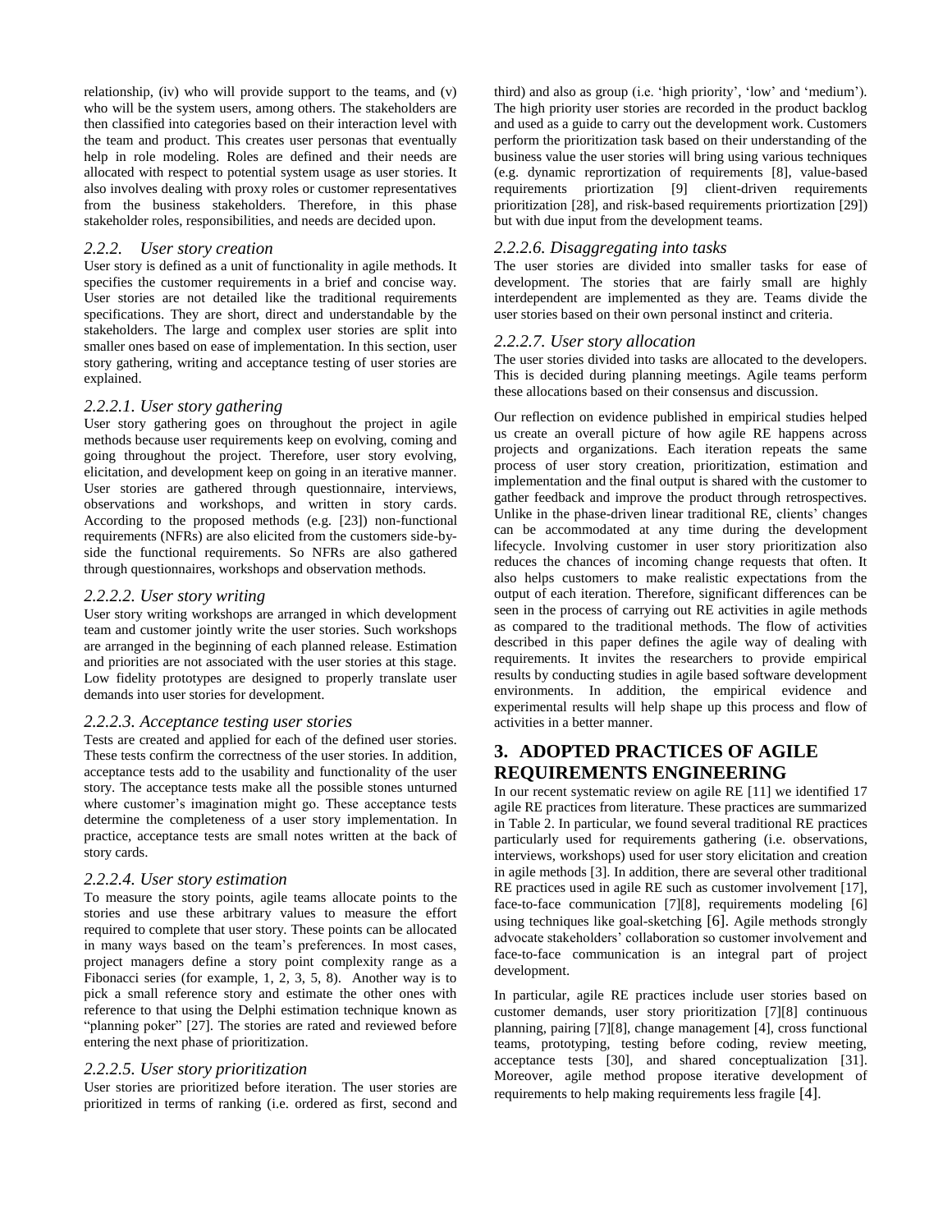relationship, (iv) who will provide support to the teams, and (v) who will be the system users, among others. The stakeholders are then classified into categories based on their interaction level with the team and product. This creates user personas that eventually help in role modeling. Roles are defined and their needs are allocated with respect to potential system usage as user stories. It also involves dealing with proxy roles or customer representatives from the business stakeholders. Therefore, in this phase stakeholder roles, responsibilities, and needs are decided upon.

### *2.2.2. User story creation*

User story is defined as a unit of functionality in agile methods. It specifies the customer requirements in a brief and concise way. User stories are not detailed like the traditional requirements specifications. They are short, direct and understandable by the stakeholders. The large and complex user stories are split into smaller ones based on ease of implementation. In this section, user story gathering, writing and acceptance testing of user stories are explained.

#### *2.2.2.1. User story gathering*

User story gathering goes on throughout the project in agile methods because user requirements keep on evolving, coming and going throughout the project. Therefore, user story evolving, elicitation, and development keep on going in an iterative manner. User stories are gathered through questionnaire, interviews, observations and workshops, and written in story cards. According to the proposed methods (e.g. [23]) non-functional requirements (NFRs) are also elicited from the customers side-by-side the functional requirements. So NFRs are also gathered through questionnaires, workshops and observation methods.

#### *2.2.2.2. User story writing*

User story writing workshops are arranged in which development team and customer jointly write the user stories. Such workshops are arranged in the beginning of each planned release. Estimation and priorities are not associated with the user stories at this stage. Low fidelity prototypes are designed to properly translate user demands into user stories for development.

#### *2.2.2.3. Acceptance testing user stories*

Tests are created and applied for each of the defined user stories. These tests confirm the correctness of the user stories. In addition, acceptance tests add to the usability and functionality of the user story. The acceptance tests make all the possible stones unturned where customer's imagination might go. These acceptance tests determine the completeness of a user story implementation. In practice, acceptance tests are small notes written at the back of story cards.

#### *2.2.2.4. User story estimation*

To measure the story points, agile teams allocate points to the stories and use these arbitrary values to measure the effort required to complete that user story. These points can be allocated in many ways based on the team's preferences. In most cases, project managers define a story point complexity range as a Fibonacci series (for example, 1, 2, 3, 5, 8). Another way is to pick a small reference story and estimate the other ones with reference to that using the Delphi estimation technique known as "planning poker" [27]. The stories are rated and reviewed before entering the next phase of prioritization.

#### *2.2.2.5. User story prioritization*

User stories are prioritized before iteration. The user stories are prioritized in terms of ranking (i.e. ordered as first, second and third) and also as group (i.e. 'high priority', 'low' and 'medium'). The high priority user stories are recorded in the product backlog and used as a guide to carry out the development work. Customers perform the prioritization task based on their understanding of the business value the user stories will bring using various techniques (e.g. dynamic reprortization of requirements [8], value-based requirements priortization [9] client-driven requirements prioritization [28], and risk-based requirements priortization [29]) but with due input from the development teams.

#### *2.2.2.6. Disaggregating into tasks*

The user stories are divided into smaller tasks for ease of development. The stories that are fairly small are highly interdependent are implemented as they are. Teams divide the user stories based on their own personal instinct and criteria.

#### *2.2.2.7. User story allocation*

The user stories divided into tasks are allocated to the developers. This is decided during planning meetings. Agile teams perform these allocations based on their consensus and discussion.

Our reflection on evidence published in empirical studies helped us create an overall picture of how agile RE happens across projects and organizations. Each iteration repeats the same process of user story creation, prioritization, estimation and implementation and the final output is shared with the customer to gather feedback and improve the product through retrospectives. Unlike in the phase-driven linear traditional RE, clients' changes can be accommodated at any time during the development lifecycle. Involving customer in user story prioritization also reduces the chances of incoming change requests that often. It also helps customers to make realistic expectations from the output of each iteration. Therefore, significant differences can be seen in the process of carrying out RE activities in agile methods as compared to the traditional methods. The flow of activities described in this paper defines the agile way of dealing with requirements. It invites the researchers to provide empirical results by conducting studies in agile based software development environments. In addition, the empirical evidence and experimental results will help shape up this process and flow of activities in a better manner.

## 3. ADOPTED PRACTICES OF AGILE REQUIREMENTS ENGINEERING

In our recent systematic review on agile RE [11] we identified 17 agile RE practices from literature. These practices are summarized in Table 2. In particular, we found several traditional RE practices particularly used for requirements gathering (i.e. observations, interviews, workshops) used for user story elicitation and creation in agile methods [3]. In addition, there are several other traditional RE practices used in agile RE such as customer involvement [17], face-to-face communication [7][8], requirements modeling [6] using techniques like goal-sketching [6]. Agile methods strongly advocate stakeholders' collaboration so customer involvement and face-to-face communication is an integral part of project development.

In particular, agile RE practices include user stories based on customer demands, user story prioritization [7][8] continuous planning, pairing [7][8], change management [4], cross functional teams, prototyping, testing before coding, review meeting, acceptance tests [30], and shared conceptualization [31]. Moreover, agile method propose iterative development of requirements to help making requirements less fragile [4].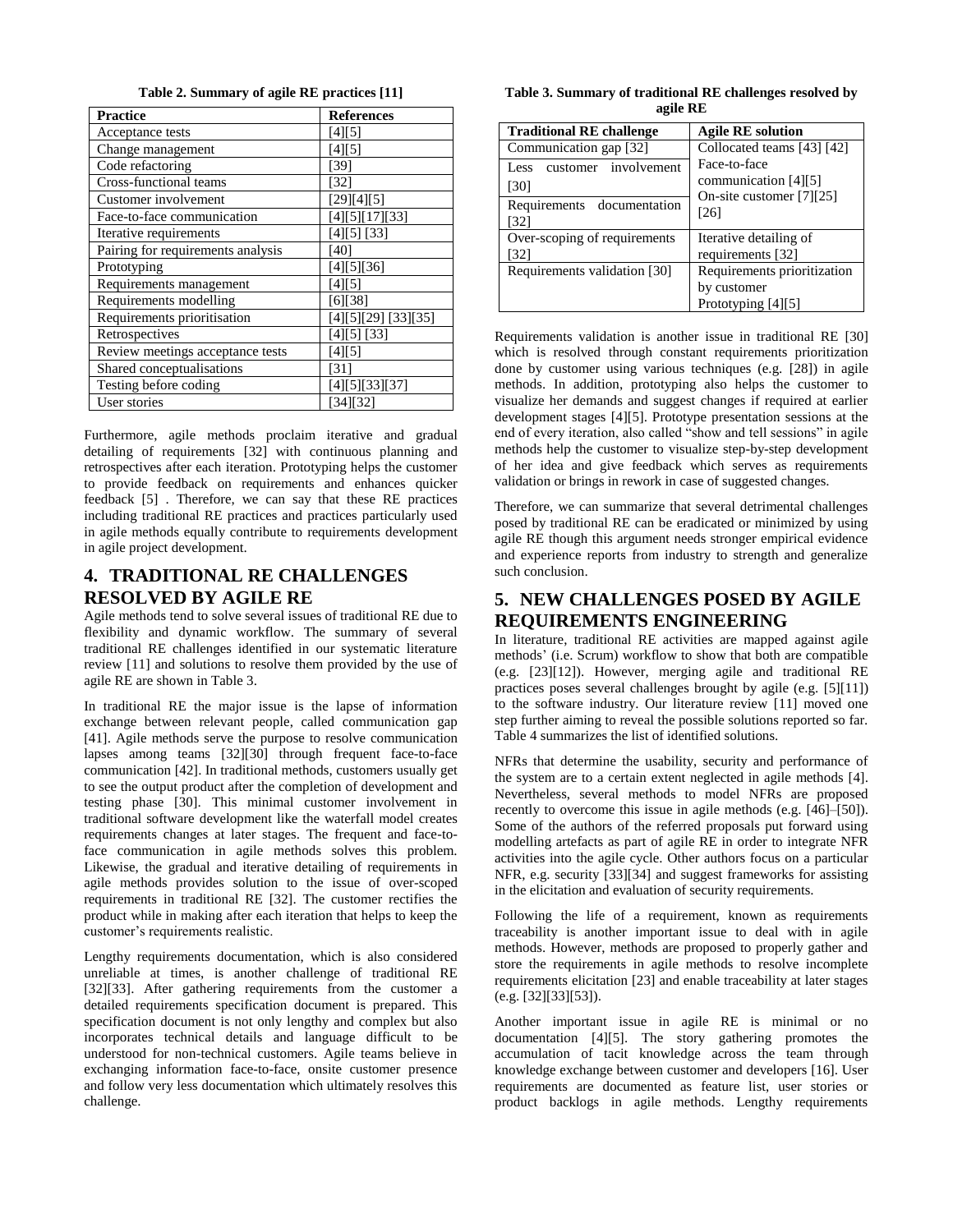**Table 2. Summary of agile RE practices [11]**

| Practice | References |
|---|---|
| Acceptance tests | [4][5] |
| Change management | [4][5] |
| Code refactoring | [39] |
| Cross-functional teams | [32] |
| Customer involvement | [29][4][5] |
| Face-to-face communication | [4][5][17][33] |
| Iterative requirements | [4][5] [33] |
| Pairing for requirements analysis | [40] |
| Prototyping | [4][5][36] |
| Requirements management | [4][5] |
| Requirements modelling | [6][38] |
| Requirements prioritisation | [4][5][29] [33][35] |
| Retrospectives | [4][5] [33] |
| Review meetings acceptance tests | [4][5] |
| Shared conceptualisations | [31] |
| Testing before coding | [4][5][33][37] |
| User stories | [34][32] |

Furthermore, agile methods proclaim iterative and gradual detailing of requirements [32] with continuous planning and retrospectives after each iteration. Prototyping helps the customer to provide feedback on requirements and enhances quicker feedback [5] . Therefore, we can say that these RE practices including traditional RE practices and practices particularly used in agile methods equally contribute to requirements development in agile project development.

# 4. TRADITIONAL RE CHALLENGES RESOLVED BY AGILE RE

Agile methods tend to solve several issues of traditional RE due to flexibility and dynamic workflow. The summary of several traditional RE challenges identified in our systematic literature review [11] and solutions to resolve them provided by the use of agile RE are shown in Table 3.

In traditional RE the major issue is the lapse of information exchange between relevant people, called communication gap [41]. Agile methods serve the purpose to resolve communication lapses among teams [32][30] through frequent face-to-face communication [42]. In traditional methods, customers usually get to see the output product after the completion of development and testing phase [30]. This minimal customer involvement in traditional software development like the waterfall model creates requirements changes at later stages. The frequent and face-to-face communication in agile methods solves this problem. Likewise, the gradual and iterative detailing of requirements in agile methods provides solution to the issue of over-scoped requirements in traditional RE [32]. The customer rectifies the product while in making after each iteration that helps to keep the customer's requirements realistic.

Lengthy requirements documentation, which is also considered unreliable at times, is another challenge of traditional RE [32][33]. After gathering requirements from the customer a detailed requirements specification document is prepared. This specification document is not only lengthy and complex but also incorporates technical details and language difficult to be understood for non-technical customers. Agile teams believe in exchanging information face-to-face, onsite customer presence and follow very less documentation which ultimately resolves this challenge.

**Table 3. Summary of traditional RE challenges resolved by agile RE**

| Traditional RE challenge | Agile RE solution |
|---|---|
| Communication gap [32] | Collocated teams [43] [42] Face-to-face communication [4][5] On-site customer [7][25] [26] |
| Less customer involvement [30] | |
| Requirements documentation [32] | |
| Over-scoping of requirements [32] | Iterative detailing of requirements [32] |
| Requirements validation [30] | Requirements prioritization by customer Prototyping [4][5] |

Requirements validation is another issue in traditional RE [30] which is resolved through constant requirements prioritization done by customer using various techniques (e.g. [28]) in agile methods. In addition, prototyping also helps the customer to visualize her demands and suggest changes if required at earlier development stages [4][5]. Prototype presentation sessions at the end of every iteration, also called "show and tell sessions" in agile methods help the customer to visualize step-by-step development of her idea and give feedback which serves as requirements validation or brings in rework in case of suggested changes.

Therefore, we can summarize that several detrimental challenges posed by traditional RE can be eradicated or minimized by using agile RE though this argument needs stronger empirical evidence and experience reports from industry to strength and generalize such conclusion.

# 5. NEW CHALLENGES POSED BY AGILE REQUIREMENTS ENGINEERING

In literature, traditional RE activities are mapped against agile methods' (i.e. Scrum) workflow to show that both are compatible (e.g. [23][12]). However, merging agile and traditional RE practices poses several challenges brought by agile (e.g. [5][11]) to the software industry. Our literature review [11] moved one step further aiming to reveal the possible solutions reported so far. Table 4 summarizes the list of identified solutions.

NFRs that determine the usability, security and performance of the system are to a certain extent neglected in agile methods [4]. Nevertheless, several methods to model NFRs are proposed recently to overcome this issue in agile methods (e.g. [46]–[50]). Some of the authors of the referred proposals put forward using modelling artefacts as part of agile RE in order to integrate NFR activities into the agile cycle. Other authors focus on a particular NFR, e.g. security [33][34] and suggest frameworks for assisting in the elicitation and evaluation of security requirements.

Following the life of a requirement, known as requirements traceability is another important issue to deal with in agile methods. However, methods are proposed to properly gather and store the requirements in agile methods to resolve incomplete requirements elicitation [23] and enable traceability at later stages (e.g. [32][33][53]).

Another important issue in agile RE is minimal or no documentation [4][5]. The story gathering promotes the accumulation of tacit knowledge across the team through knowledge exchange between customer and developers [16]. User requirements are documented as feature list, user stories or product backlogs in agile methods. Lengthy requirements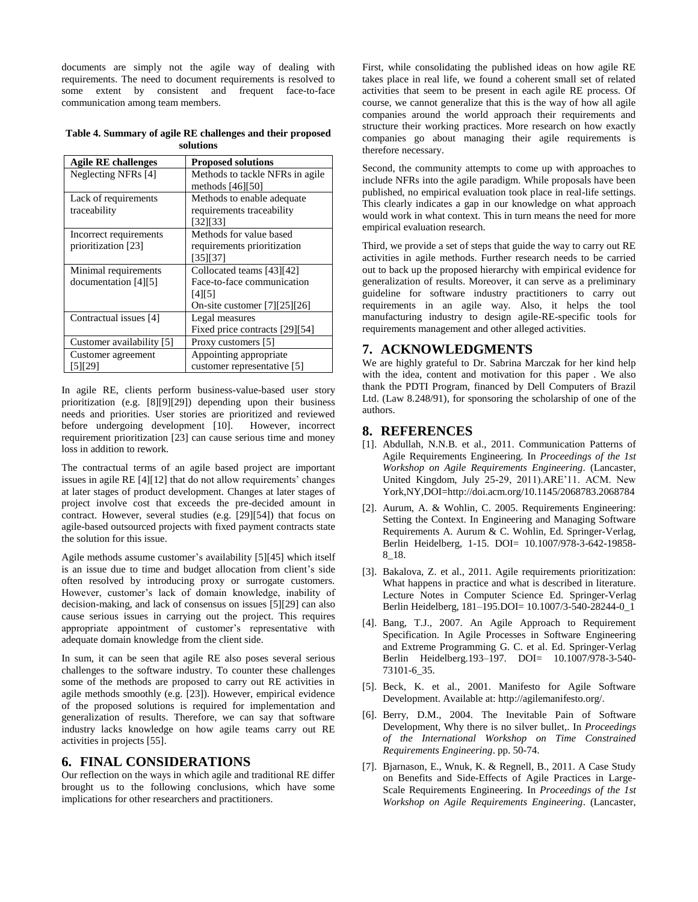documents are simply not the agile way of dealing with requirements. The need to document requirements is resolved to some extent by consistent and frequent face-to-face communication among team members.

**Table 4. Summary of agile RE challenges and their proposed solutions**

| Agile RE challenges | Proposed solutions |
|---|---|
| Neglecting NFRs [4] | Methods to tackle NFRs in agile methods [46][50] |
| Lack of requirements traceability | Methods to enable adequate requirements traceability [32][33] |
| Incorrect requirements prioritization [23] | Methods for value based requirements prioritization [35][37] |
| Minimal requirements documentation [4][5] | Collocated teams [43][42] Face-to-face communication [4][5] On-site customer [7][25][26] |
| Contractual issues [4] | Legal measures Fixed price contracts [29][54] |
| Customer availability [5] | Proxy customers [5] |
| Customer agreement [5][29] | Appointing appropriate customer representative [5] |

In agile RE, clients perform business-value-based user story prioritization (e.g. [8][9][29]) depending upon their business needs and priorities. User stories are prioritized and reviewed before undergoing development [10]. However, incorrect requirement prioritization [23] can cause serious time and money loss in addition to rework.

The contractual terms of an agile based project are important issues in agile RE [4][12] that do not allow requirements' changes at later stages of product development. Changes at later stages of project involve cost that exceeds the pre-decided amount in contract. However, several studies (e.g. [29][54]) that focus on agile-based outsourced projects with fixed payment contracts state the solution for this issue.

Agile methods assume customer's availability [5][45] which itself is an issue due to time and budget allocation from client's side often resolved by introducing proxy or surrogate customers. However, customer's lack of domain knowledge, inability of decision-making, and lack of consensus on issues [5][29] can also cause serious issues in carrying out the project. This requires appropriate appointment of customer's representative with adequate domain knowledge from the client side.

In sum, it can be seen that agile RE also poses several serious challenges to the software industry. To counter these challenges some of the methods are proposed to carry out RE activities in agile methods smoothly (e.g. [23]). However, empirical evidence of the proposed solutions is required for implementation and generalization of results. Therefore, we can say that software industry lacks knowledge on how agile teams carry out RE activities in projects [55].

## 6. FINAL CONSIDERATIONS

Our reflection on the ways in which agile and traditional RE differ brought us to the following conclusions, which have some implications for other researchers and practitioners.

First, while consolidating the published ideas on how agile RE takes place in real life, we found a coherent small set of related activities that seem to be present in each agile RE process. Of course, we cannot generalize that this is the way of how all agile companies around the world approach their requirements and structure their working practices. More research on how exactly companies go about managing their agile requirements is therefore necessary.

Second, the community attempts to come up with approaches to include NFRs into the agile paradigm. While proposals have been published, no empirical evaluation took place in real-life settings. This clearly indicates a gap in our knowledge on what approach would work in what context. This in turn means the need for more empirical evaluation research.

Third, we provide a set of steps that guide the way to carry out RE activities in agile methods. Further research needs to be carried out to back up the proposed hierarchy with empirical evidence for generalization of results. Moreover, it can serve as a preliminary guideline for software industry practitioners to carry out requirements in an agile way. Also, it helps the tool manufacturing industry to design agile-RE-specific tools for requirements management and other alleged activities.

## 7. ACKNOWLEDGMENTS

We are highly grateful to Dr. Sabrina Marczak for her kind help with the idea, content and motivation for this paper . We also thank the PDTI Program, financed by Dell Computers of Brazil Ltd. (Law 8.248/91), for sponsoring the scholarship of one of the authors.

## 8. REFERENCES

[1]. Abdullah, N.N.B. et al., 2011. Communication Patterns of Agile Requirements Engineering. In *Proceedings of the 1st Workshop on Agile Requirements Engineering*. (Lancaster, United Kingdom, July 25-29, 2011).ARE'11. ACM. New York,NY,DOI=http://doi.acm.org/10.1145/2068783.2068784

[2]. Aurum, A. & Wohlin, C. 2005. Requirements Engineering: Setting the Context. In Engineering and Managing Software Requirements A. Aurum & C. Wohlin, Ed. Springer-Verlag, Berlin Heidelberg, 1-15. DOI= 10.1007/978-3-642-19858-8_18.

[3]. Bakalova, Z. et al., 2011. Agile requirements prioritization: What happens in practice and what is described in literature. Lecture Notes in Computer Science Ed. Springer-Verlag Berlin Heidelberg, 181–195.DOI= 10.1007/3-540-28244-0_1

[4]. Bang, T.J., 2007. An Agile Approach to Requirement Specification. In Agile Processes in Software Engineering and Extreme Programming G. C. et al. Ed. Springer-Verlag Berlin Heidelberg.193–197. DOI= 10.1007/978-3-540-73101-6_35.

[5]. Beck, K. et al., 2001. Manifesto for Agile Software Development. Available at: http://agilemanifesto.org/.

[6]. Berry, D.M., 2004. The Inevitable Pain of Software Development, Why there is no silver bullet,. In *Proceedings of the International Workshop on Time Constrained Requirements Engineering*. pp. 50-74.

[7]. Bjarnason, E., Wnuk, K. & Regnell, B., 2011. A Case Study on Benefits and Side-Effects of Agile Practices in Large-Scale Requirements Engineering. In *Proceedings of the 1st Workshop on Agile Requirements Engineering*. (Lancaster,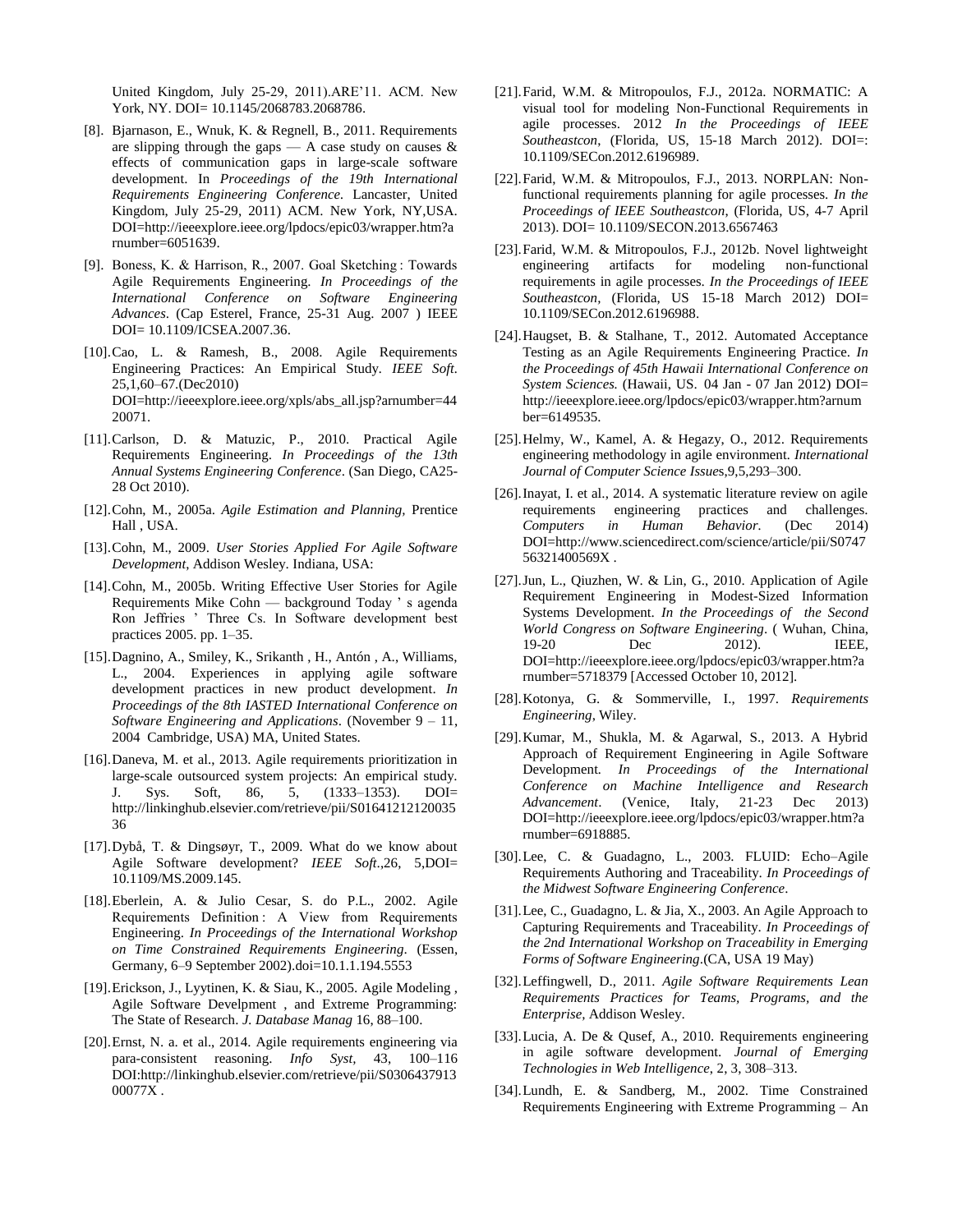United Kingdom, July 25-29, 2011).ARE'11. ACM. New York, NY. DOI= 10.1145/2068783.2068786.

[8]. Bjarnason, E., Wnuk, K. & Regnell, B., 2011. Requirements are slipping through the gaps — A case study on causes & effects of communication gaps in large-scale software development. In *Proceedings of the 19th International Requirements Engineering Conference*. Lancaster, United Kingdom, July 25-29, 2011) ACM. New York, NY,USA. DOI=http://ieeexplore.ieee.org/lpdocs/epic03/wrapper.htm?arnumber=6051639.

[9]. Boness, K. & Harrison, R., 2007. Goal Sketching : Towards Agile Requirements Engineering. *In Proceedings of the International Conference on Software Engineering Advances*. (Cap Esterel, France, 25-31 Aug. 2007 ) IEEE DOI= 10.1109/ICSEA.2007.36.

[10]. Cao, L. & Ramesh, B., 2008. Agile Requirements Engineering Practices: An Empirical Study. *IEEE Soft*. 25,1,60–67.(Dec2010) DOI=http://ieeexplore.ieee.org/xpls/abs_all.jsp?arnumber=4420071.

[11]. Carlson, D. & Matuzic, P., 2010. Practical Agile Requirements Engineering. *In Proceedings of the 13th Annual Systems Engineering Conference*. (San Diego, CA25-28 Oct 2010).

[12]. Cohn, M., 2005a. *Agile Estimation and Planning*, Prentice Hall , USA.

[13]. Cohn, M., 2009. *User Stories Applied For Agile Software Development*, Addison Wesley. Indiana, USA:

[14]. Cohn, M., 2005b. Writing Effective User Stories for Agile Requirements Mike Cohn — background Today ' s agenda Ron Jeffries ' Three Cs. In Software development best practices 2005. pp. 1–35.

[15]. Dagnino, A., Smiley, K., Srikanth , H., Antón , A., Williams, L., 2004. Experiences in applying agile software development practices in new product development. *In Proceedings of the 8th IASTED International Conference on Software Engineering and Applications*. (November 9 – 11, 2004 Cambridge, USA) MA, United States.

[16]. Daneva, M. et al., 2013. Agile requirements prioritization in large-scale outsourced system projects: An empirical study. J. Sys. Soft, 86, 5, (1333–1353). DOI= http://linkinghub.elsevier.com/retrieve/pii/S0164121212003536

[17]. Dybå, T. & Dingsøyr, T., 2009. What do we know about Agile Software development? *IEEE Soft*.,26, 5,DOI= 10.1109/MS.2009.145.

[18]. Eberlein, A. & Julio Cesar, S. do P.L., 2002. Agile Requirements Definition : A View from Requirements Engineering. *In Proceedings of the International Workshop on Time Constrained Requirements Engineering*. (Essen, Germany, 6–9 September 2002).doi=10.1.1.194.5553

[19]. Erickson, J., Lyytinen, K. & Siau, K., 2005. Agile Modeling , Agile Software Develpment , and Extreme Programming: The State of Research. *J. Database Manag* 16, 88–100.

[20]. Ernst, N. a. et al., 2014. Agile requirements engineering via para-consistent reasoning. *Info Syst*, 43, 100–116 DOI:http://linkinghub.elsevier.com/retrieve/pii/S030643791300077X .

[21]. Farid, W.M. & Mitropoulos, F.J., 2012a. NORMATIC: A visual tool for modeling Non-Functional Requirements in agile processes. 2012 *In the Proceedings of IEEE Southeastcon*, (Florida, US, 15-18 March 2012). DOI=: 10.1109/SECon.2012.6196989.

[22]. Farid, W.M. & Mitropoulos, F.J., 2013. NORPLAN: Non-functional requirements planning for agile processes. *In the Proceedings of IEEE Southeastcon*, (Florida, US, 4-7 April 2013). DOI= 10.1109/SECON.2013.6567463

[23]. Farid, W.M. & Mitropoulos, F.J., 2012b. Novel lightweight engineering artifacts for modeling non-functional requirements in agile processes. *In the Proceedings of IEEE Southeastcon*, (Florida, US 15-18 March 2012) DOI= 10.1109/SECon.2012.6196988.

[24]. Haugset, B. & Stalhane, T., 2012. Automated Acceptance Testing as an Agile Requirements Engineering Practice. *In the Proceedings of 45th Hawaii International Conference on System Sciences.* (Hawaii, US. 04 Jan - 07 Jan 2012) DOI= http://ieeexplore.ieee.org/lpdocs/epic03/wrapper.htm?arnumber=6149535.

[25]. Helmy, W., Kamel, A. & Hegazy, O., 2012. Requirements engineering methodology in agile environment. *International Journal of Computer Science Issues*,9,5,293–300.

[26]. Inayat, I. et al., 2014. A systematic literature review on agile requirements engineering practices and challenges. *Computers in Human Behavior.* (Dec 2014) DOI=http://www.sciencedirect.com/science/article/pii/S074756321400569X .

[27]. Jun, L., Qiuzhen, W. & Lin, G., 2010. Application of Agile Requirement Engineering in Modest-Sized Information Systems Development. *In the Proceedings of the Second World Congress on Software Engineering*. ( Wuhan, China, 19-20 Dec 2012). IEEE, DOI=http://ieeexplore.ieee.org/lpdocs/epic03/wrapper.htm?arnumber=5718379 [Accessed October 10, 2012].

[28]. Kotonya, G. & Sommerville, I., 1997. *Requirements Engineering*, Wiley.

[29]. Kumar, M., Shukla, M. & Agarwal, S., 2013. A Hybrid Approach of Requirement Engineering in Agile Software Development. *In Proceedings of the International Conference on Machine Intelligence and Research Advancement*. (Venice, Italy, 21-23 Dec 2013) DOI=http://ieeexplore.ieee.org/lpdocs/epic03/wrapper.htm?arnumber=6918885.

[30]. Lee, C. & Guadagno, L., 2003. FLUID: Echo–Agile Requirements Authoring and Traceability. *In Proceedings of the Midwest Software Engineering Conference*.

[31]. Lee, C., Guadagno, L. & Jia, X., 2003. An Agile Approach to Capturing Requirements and Traceability. *In Proceedings of the 2nd International Workshop on Traceability in Emerging Forms of Software Engineering*.(CA, USA 19 May)

[32]. Leffingwell, D., 2011. *Agile Software Requirements Lean Requirements Practices for Teams, Programs, and the Enterprise*, Addison Wesley.

[33]. Lucia, A. De & Qusef, A., 2010. Requirements engineering in agile software development. *Journal of Emerging Technologies in Web Intelligence*, 2, 3, 308–313.

[34]. Lundh, E. & Sandberg, M., 2002. Time Constrained Requirements Engineering with Extreme Programming – An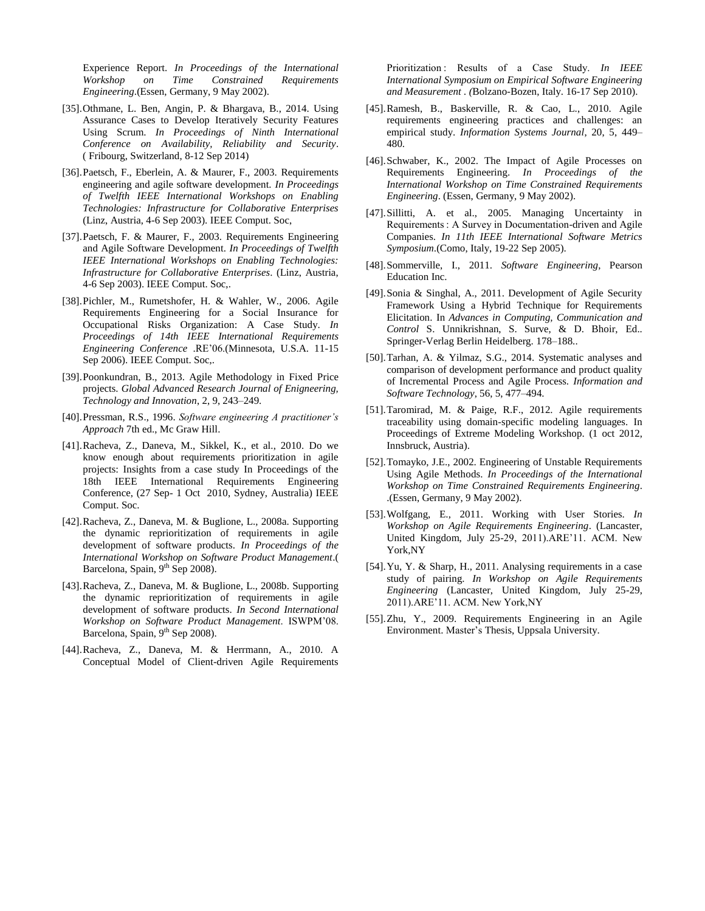Experience Report. *In Proceedings of the International Workshop on Time Constrained Requirements Engineering*.(Essen, Germany, 9 May 2002).

[35]. Othmane, L. Ben, Angin, P. & Bhargava, B., 2014. Using Assurance Cases to Develop Iteratively Security Features Using Scrum. *In Proceedings of Ninth International Conference on Availability, Reliability and Security*. ( Fribourg, Switzerland, 8-12 Sep 2014)

[36]. Paetsch, F., Eberlein, A. & Maurer, F., 2003. Requirements engineering and agile software development. *In Proceedings of Twelfth IEEE International Workshops on Enabling Technologies: Infrastructure for Collaborative Enterprises* (Linz, Austria, 4-6 Sep 2003). IEEE Comput. Soc,

[37]. Paetsch, F. & Maurer, F., 2003. Requirements Engineering and Agile Software Development. *In Proceedings of Twelfth IEEE International Workshops on Enabling Technologies: Infrastructure for Collaborative Enterprises*. (Linz, Austria, 4-6 Sep 2003). IEEE Comput. Soc,.

[38]. Pichler, M., Rumetshofer, H. & Wahler, W., 2006. Agile Requirements Engineering for a Social Insurance for Occupational Risks Organization: A Case Study. *In Proceedings of 14th IEEE International Requirements Engineering Conference* .RE'06.(Minnesota, U.S.A. 11-15 Sep 2006). IEEE Comput. Soc,.

[39]. Poonkundran, B., 2013. Agile Methodology in Fixed Price projects. *Global Advanced Research Journal of Enigneering, Technology and Innovation*, 2, 9, 243–249.

[40]. Pressman, R.S., 1996. *Software engineering A practitioner's Approach* 7th ed., Mc Graw Hill.

[41]. Racheva, Z., Daneva, M., Sikkel, K., et al., 2010. Do we know enough about requirements prioritization in agile projects: Insights from a case study In Proceedings of the 18th IEEE International Requirements Engineering Conference, (27 Sep- 1 Oct 2010, Sydney, Australia) IEEE Comput. Soc.

[42]. Racheva, Z., Daneva, M. & Buglione, L., 2008a. Supporting the dynamic reprioritization of requirements in agile development of software products. *In Proceedings of the International Workshop on Software Product Management*.( Barcelona, Spain, 9th Sep 2008).

[43]. Racheva, Z., Daneva, M. & Buglione, L., 2008b. Supporting the dynamic reprioritization of requirements in agile development of software products. *In Second International Workshop on Software Product Management*. ISWPM'08. Barcelona, Spain, 9th Sep 2008).

[44]. Racheva, Z., Daneva, M. & Herrmann, A., 2010. A Conceptual Model of Client-driven Agile Requirements Prioritization : Results of a Case Study. *In IEEE International Symposium on Empirical Software Engineering and Measurement . (*Bolzano-Bozen, Italy. 16-17 Sep 2010).

[45]. Ramesh, B., Baskerville, R. & Cao, L., 2010. Agile requirements engineering practices and challenges: an empirical study. *Information Systems Journal*, 20, 5, 449–480.

[46]. Schwaber, K., 2002. The Impact of Agile Processes on Requirements Engineering. *In Proceedings of the International Workshop on Time Constrained Requirements Engineering*. (Essen, Germany, 9 May 2002).

[47]. Sillitti, A. et al., 2005. Managing Uncertainty in Requirements : A Survey in Documentation-driven and Agile Companies. *In 11th IEEE International Software Metrics Symposium*.(Como, Italy, 19-22 Sep 2005).

[48]. Sommerville, I., 2011. *Software Engineering*, Pearson Education Inc.

[49]. Sonia & Singhal, A., 2011. Development of Agile Security Framework Using a Hybrid Technique for Requirements Elicitation. In *Advances in Computing, Communication and Control* S. Unnikrishnan, S. Surve, & D. Bhoir, Ed.. Springer-Verlag Berlin Heidelberg. 178–188..

[50]. Tarhan, A. & Yilmaz, S.G., 2014. Systematic analyses and comparison of development performance and product quality of Incremental Process and Agile Process. *Information and Software Technology*, 56, 5, 477–494.

[51]. Taromirad, M. & Paige, R.F., 2012. Agile requirements traceability using domain-specific modeling languages. In Proceedings of Extreme Modeling Workshop. (1 oct 2012, Innsbruck, Austria).

[52]. Tomayko, J.E., 2002. Engineering of Unstable Requirements Using Agile Methods. *In Proceedings of the International Workshop on Time Constrained Requirements Engineering*. .(Essen, Germany, 9 May 2002).

[53]. Wolfgang, E., 2011. Working with User Stories. *In Workshop on Agile Requirements Engineering*. (Lancaster, United Kingdom, July 25-29, 2011).ARE'11. ACM. New York,NY

[54]. Yu, Y. & Sharp, H., 2011. Analysing requirements in a case study of pairing. *In Workshop on Agile Requirements Engineering* (Lancaster, United Kingdom, July 25-29, 2011).ARE'11. ACM. New York,NY

[55]. Zhu, Y., 2009. Requirements Engineering in an Agile Environment. Master's Thesis, Uppsala University.